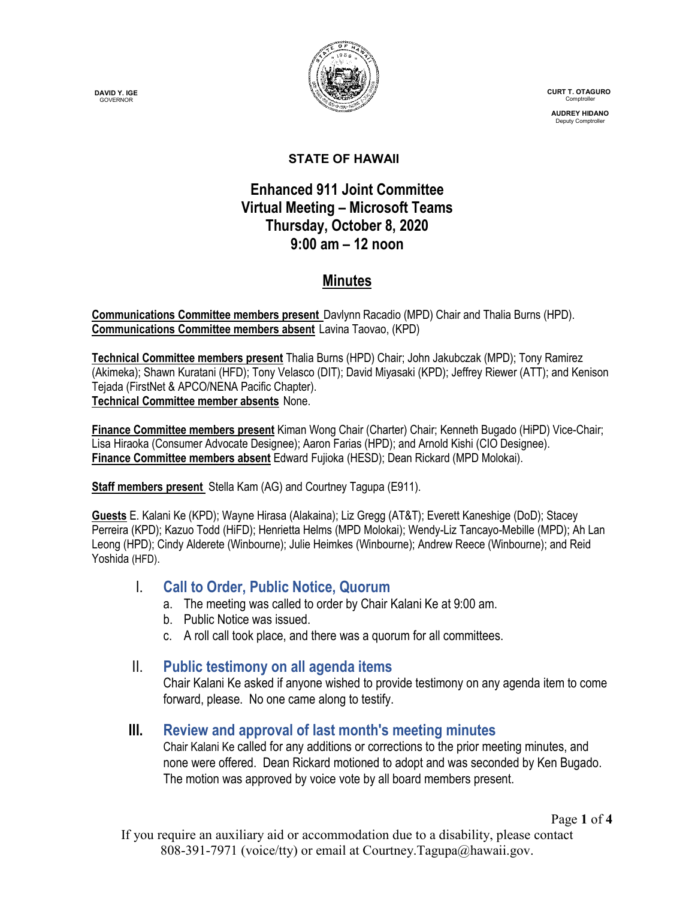**DAVID Y. IGE**
GOVERNOR

**CURT T. OTAGURO**
Comptroller

**AUDREY HIDANO**
Deputy Comptroller

**STATE OF HAWAII**

# Enhanced 911 Joint Committee
# Virtual Meeting – Microsoft Teams
# Thursday, October 8, 2020
# 9:00 am – 12 noon

## Minutes

**Communications Committee members present** Davlynn Racadio (MPD) Chair and Thalia Burns (HPD).
**Communications Committee members absent** Lavina Taovao, (KPD)

**Technical Committee members present** Thalia Burns (HPD) Chair; John Jakubczak (MPD); Tony Ramirez (Akimeka); Shawn Kuratani (HFD); Tony Velasco (DIT); David Miyasaki (KPD); Jeffrey Riewer (ATT); and Kenison Tejada (FirstNet & APCO/NENA Pacific Chapter).
**Technical Committee member absents** None.

**Finance Committee members present** Kiman Wong Chair (Charter) Chair; Kenneth Bugado (HiPD) Vice-Chair; Lisa Hiraoka (Consumer Advocate Designee); Aaron Farias (HPD); and Arnold Kishi (CIO Designee).
**Finance Committee members absent** Edward Fujioka (HESD); Dean Rickard (MPD Molokai).

**Staff members present** Stella Kam (AG) and Courtney Tagupa (E911).

**Guests** E. Kalani Ke (KPD); Wayne Hirasa (Alakaina); Liz Gregg (AT&T); Everett Kaneshige (DoD); Stacey Perreira (KPD); Kazuo Todd (HiFD); Henrietta Helms (MPD Molokai); Wendy-Liz Tancayo-Mebille (MPD); Ah Lan Leong (HPD); Cindy Alderete (Winbourne); Julie Heimkes (Winbourne); Andrew Reece (Winbourne); and Reid Yoshida (HFD).

### I. Call to Order, Public Notice, Quorum

a. The meeting was called to order by Chair Kalani Ke at 9:00 am.
b. Public Notice was issued.
c. A roll call took place, and there was a quorum for all committees.

### II. Public testimony on all agenda items

Chair Kalani Ke asked if anyone wished to provide testimony on any agenda item to come forward, please. No one came along to testify.

### III. Review and approval of last month's meeting minutes

Chair Kalani Ke called for any additions or corrections to the prior meeting minutes, and none were offered. Dean Rickard motioned to adopt and was seconded by Ken Bugado. The motion was approved by voice vote by all board members present.

If you require an auxiliary aid or accommodation due to a disability, please contact 808-391-7971 (voice/tty) or email at Courtney.Tagupa@hawaii.gov.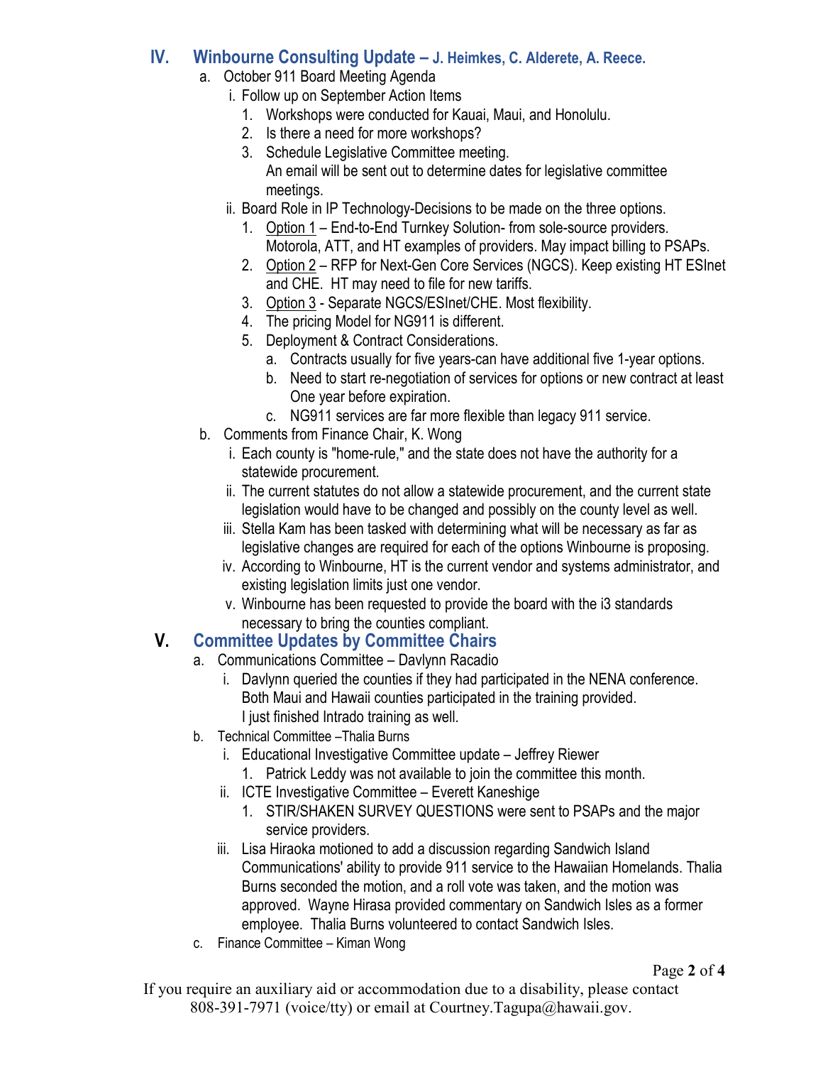## IV. Winbourne Consulting Update – J. Heimkes, C. Alderete, A. Reece.

a. October 911 Board Meeting Agenda
   i. Follow up on September Action Items
      1. Workshops were conducted for Kauai, Maui, and Honolulu.
      2. Is there a need for more workshops?
      3. Schedule Legislative Committee meeting.
         An email will be sent out to determine dates for legislative committee meetings.
   ii. Board Role in IP Technology-Decisions to be made on the three options.
      1. <u>Option 1</u> – End-to-End Turnkey Solution- from sole-source providers. Motorola, ATT, and HT examples of providers. May impact billing to PSAPs.
      2. <u>Option 2</u> – RFP for Next-Gen Core Services (NGCS). Keep existing HT ESInet and CHE. HT may need to file for new tariffs.
      3. <u>Option 3</u> - Separate NGCS/ESInet/CHE. Most flexibility.
      4. The pricing Model for NG911 is different.
      5. Deployment & Contract Considerations.
         a. Contracts usually for five years-can have additional five 1-year options.
         b. Need to start re-negotiation of services for options or new contract at least One year before expiration.
         c. NG911 services are far more flexible than legacy 911 service.

b. Comments from Finance Chair, K. Wong
   i. Each county is "home-rule," and the state does not have the authority for a statewide procurement.
   ii. The current statutes do not allow a statewide procurement, and the current state legislation would have to be changed and possibly on the county level as well.
   iii. Stella Kam has been tasked with determining what will be necessary as far as legislative changes are required for each of the options Winbourne is proposing.
   iv. According to Winbourne, HT is the current vendor and systems administrator, and existing legislation limits just one vendor.
   v. Winbourne has been requested to provide the board with the i3 standards necessary to bring the counties compliant.

## V. Committee Updates by Committee Chairs

a. Communications Committee – Davlynn Racadio
   i. Davlynn queried the counties if they had participated in the NENA conference. Both Maui and Hawaii counties participated in the training provided. I just finished Intrado training as well.

b. Technical Committee –Thalia Burns
   i. Educational Investigative Committee update – Jeffrey Riewer
      1. Patrick Leddy was not available to join the committee this month.
   ii. ICTE Investigative Committee – Everett Kaneshige
      1. STIR/SHAKEN SURVEY QUESTIONS were sent to PSAPs and the major service providers.
   iii. Lisa Hiraoka motioned to add a discussion regarding Sandwich Island Communications' ability to provide 911 service to the Hawaiian Homelands. Thalia Burns seconded the motion, and a roll vote was taken, and the motion was approved. Wayne Hirasa provided commentary on Sandwich Isles as a former employee. Thalia Burns volunteered to contact Sandwich Isles.

c. Finance Committee – Kiman Wong

If you require an auxiliary aid or accommodation due to a disability, please contact 808-391-7971 (voice/tty) or email at Courtney.Tagupa@hawaii.gov.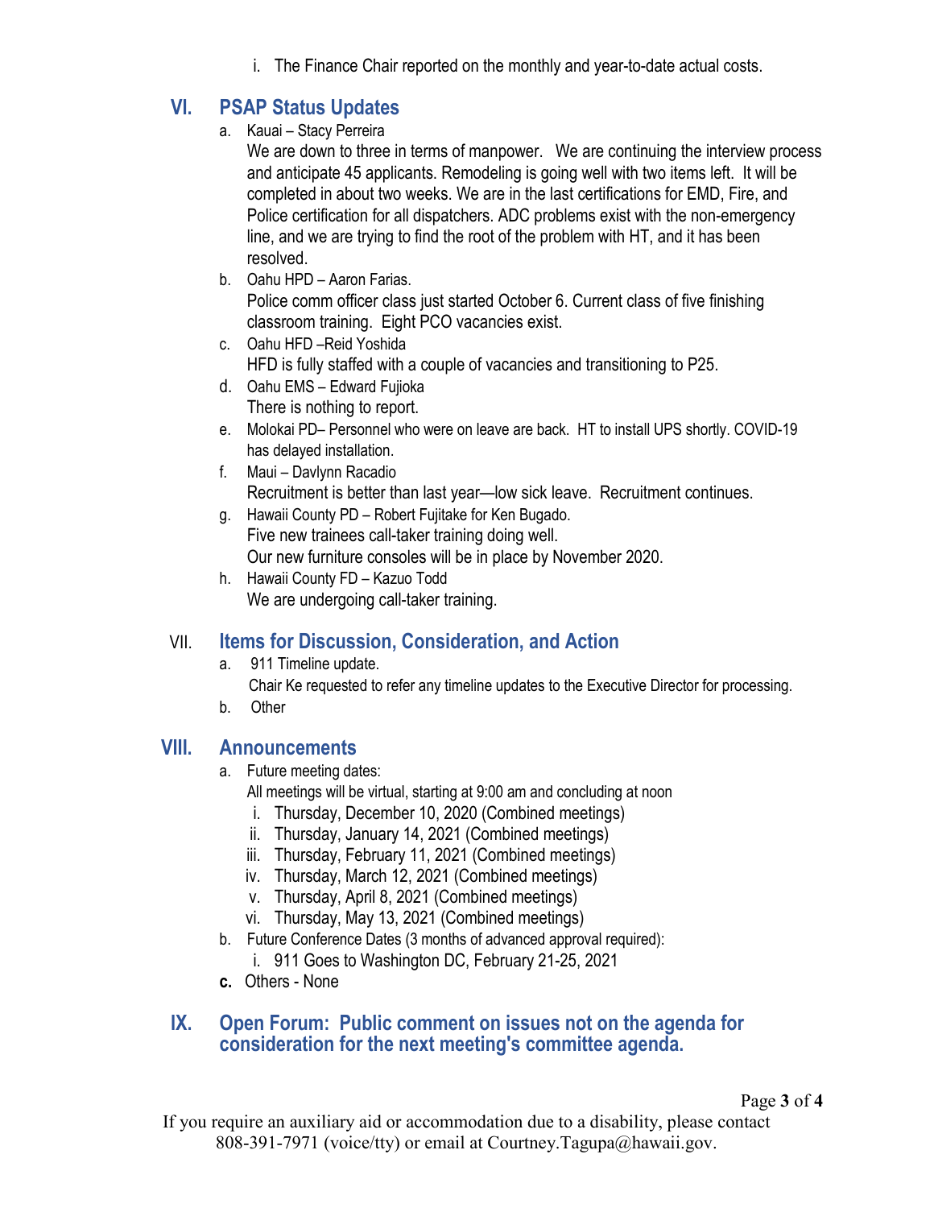i. The Finance Chair reported on the monthly and year-to-date actual costs.

## VI. PSAP Status Updates

a. Kauai – Stacy Perreira
   We are down to three in terms of manpower. We are continuing the interview process and anticipate 45 applicants. Remodeling is going well with two items left. It will be completed in about two weeks. We are in the last certifications for EMD, Fire, and Police certification for all dispatchers. ADC problems exist with the non-emergency line, and we are trying to find the root of the problem with HT, and it has been resolved.

b. Oahu HPD – Aaron Farias.
   Police comm officer class just started October 6. Current class of five finishing classroom training. Eight PCO vacancies exist.

c. Oahu HFD –Reid Yoshida
   HFD is fully staffed with a couple of vacancies and transitioning to P25.

d. Oahu EMS – Edward Fujioka
   There is nothing to report.

e. Molokai PD– Personnel who were on leave are back. HT to install UPS shortly. COVID-19 has delayed installation.

f. Maui – Davlynn Racadio
   Recruitment is better than last year—low sick leave. Recruitment continues.

g. Hawaii County PD – Robert Fujitake for Ken Bugado.
   Five new trainees call-taker training doing well.
   Our new furniture consoles will be in place by November 2020.

h. Hawaii County FD – Kazuo Todd
   We are undergoing call-taker training.

## VII. Items for Discussion, Consideration, and Action

a. 911 Timeline update.
   Chair Ke requested to refer any timeline updates to the Executive Director for processing.

b. Other

## VIII. Announcements

a. Future meeting dates:
   All meetings will be virtual, starting at 9:00 am and concluding at noon
   i. Thursday, December 10, 2020 (Combined meetings)
   ii. Thursday, January 14, 2021 (Combined meetings)
   iii. Thursday, February 11, 2021 (Combined meetings)
   iv. Thursday, March 12, 2021 (Combined meetings)
   v. Thursday, April 8, 2021 (Combined meetings)
   vi. Thursday, May 13, 2021 (Combined meetings)

b. Future Conference Dates (3 months of advanced approval required):
   i. 911 Goes to Washington DC, February 21-25, 2021

**c.** Others - None

## IX. Open Forum: Public comment on issues not on the agenda for consideration for the next meeting's committee agenda.

If you require an auxiliary aid or accommodation due to a disability, please contact 808-391-7971 (voice/tty) or email at Courtney.Tagupa@hawaii.gov.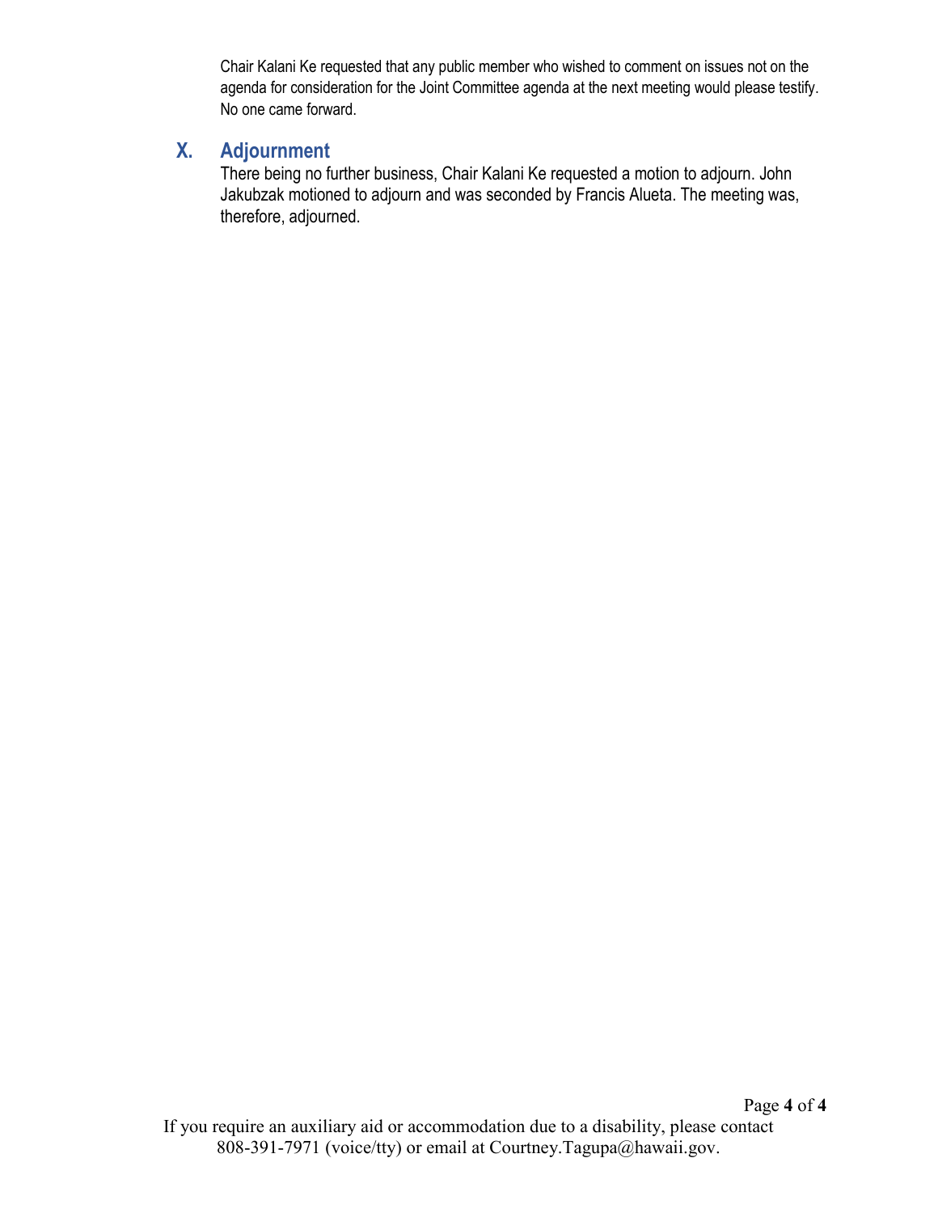Chair Kalani Ke requested that any public member who wished to comment on issues not on the agenda for consideration for the Joint Committee agenda at the next meeting would please testify. No one came forward.

## X. Adjournment

There being no further business, Chair Kalani Ke requested a motion to adjourn. John Jakubzak motioned to adjourn and was seconded by Francis Alueta. The meeting was, therefore, adjourned.

If you require an auxiliary aid or accommodation due to a disability, please contact 808-391-7971 (voice/tty) or email at Courtney.Tagupa@hawaii.gov.